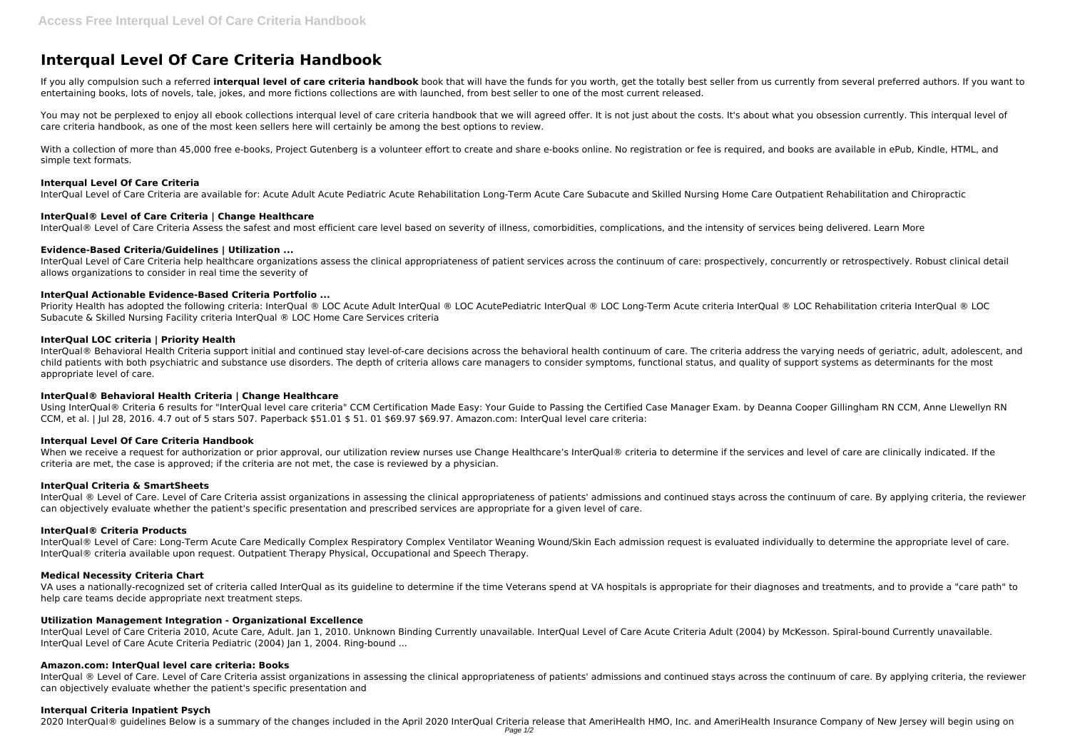# Interqual Level Of Care Criteria Handbook

If you ally compulsion such a referred **interqual level of care criteria handbook** book that will have the funds for you worth, get the totally best seller from us currently from several preferred authors. If you want to entertaining books, lots of novels, tale, jokes, and more fictions collections are with launched, from best seller to one of the most current released.

You may not be perplexed to enjoy all ebook collections interqual level of care criteria handbook that we will agreed offer. It is not just about the costs. It's about what you obsession currently. This interqual level of care criteria handbook, as one of the most keen sellers here will certainly be among the best options to review.

With a collection of more than 45,000 free e-books, Project Gutenberg is a volunteer effort to create and share e-books online. No registration or fee is required, and books are available in ePub, Kindle, HTML, and simple text formats.

### Interqual Level Of Care Criteria

InterQual Level of Care Criteria are available for: Acute Adult Acute Pediatric Acute Rehabilitation Long-Term Acute Care Subacute and Skilled Nursing Home Care Outpatient Rehabilitation and Chiropractic

### InterQual® Level of Care Criteria | Change Healthcare

InterQual® Level of Care Criteria Assess the safest and most efficient care level based on severity of illness, comorbidities, complications, and the intensity of services being delivered. Learn More

### Evidence-Based Criteria/Guidelines | Utilization ...

InterQual Level of Care Criteria help healthcare organizations assess the clinical appropriateness of patient services across the continuum of care: prospectively, concurrently or retrospectively. Robust clinical detail allows organizations to consider in real time the severity of

### InterQual Actionable Evidence-Based Criteria Portfolio ...

Priority Health has adopted the following criteria: InterQual ® LOC Acute Adult InterQual ® LOC AcutePediatric InterQual ® LOC Long-Term Acute criteria InterQual ® LOC Rehabilitation criteria InterQual ® LOC Subacute & Skilled Nursing Facility criteria InterQual ® LOC Home Care Services criteria

### InterQual LOC criteria | Priority Health

InterQual® Behavioral Health Criteria support initial and continued stay level-of-care decisions across the behavioral health continuum of care. The criteria address the varying needs of geriatric, adult, adolescent, and child patients with both psychiatric and substance use disorders. The depth of criteria allows care managers to consider symptoms, functional status, and quality of support systems as determinants for the most appropriate level of care.

### InterQual® Behavioral Health Criteria | Change Healthcare

Using InterQual® Criteria 6 results for "InterQual level care criteria" CCM Certification Made Easy: Your Guide to Passing the Certified Case Manager Exam. by Deanna Cooper Gillingham RN CCM, Anne Llewellyn RN CCM, et al. | Jul 28, 2016. 4.7 out of 5 stars 507. Paperback $51.01 $ 51. 01 $69.97 $69.97. Amazon.com: InterQual level care criteria:

### Interqual Level Of Care Criteria Handbook

When we receive a request for authorization or prior approval, our utilization review nurses use Change Healthcare's InterQual® criteria to determine if the services and level of care are clinically indicated. If the criteria are met, the case is approved; if the criteria are not met, the case is reviewed by a physician.

### InterQual Criteria & SmartSheets

InterQual ® Level of Care. Level of Care Criteria assist organizations in assessing the clinical appropriateness of patients' admissions and continued stays across the continuum of care. By applying criteria, the reviewer can objectively evaluate whether the patient's specific presentation and prescribed services are appropriate for a given level of care.

### InterQual® Criteria Products

InterQual® Level of Care: Long-Term Acute Care Medically Complex Respiratory Complex Ventilator Weaning Wound/Skin Each admission request is evaluated individually to determine the appropriate level of care. InterQual® criteria available upon request. Outpatient Therapy Physical, Occupational and Speech Therapy.

### Medical Necessity Criteria Chart

VA uses a nationally-recognized set of criteria called InterQual as its guideline to determine if the time Veterans spend at VA hospitals is appropriate for their diagnoses and treatments, and to provide a "care path" to help care teams decide appropriate next treatment steps.

### Utilization Management Integration - Organizational Excellence

InterQual Level of Care Criteria 2010, Acute Care, Adult. Jan 1, 2010. Unknown Binding Currently unavailable. InterQual Level of Care Acute Criteria Adult (2004) by McKesson. Spiral-bound Currently unavailable. InterQual Level of Care Acute Criteria Pediatric (2004) Jan 1, 2004. Ring-bound ...

### Amazon.com: InterQual level care criteria: Books

InterQual ® Level of Care. Level of Care Criteria assist organizations in assessing the clinical appropriateness of patients' admissions and continued stays across the continuum of care. By applying criteria, the reviewer can objectively evaluate whether the patient's specific presentation and

### Interqual Criteria Inpatient Psych

2020 InterQual® guidelines Below is a summary of the changes included in the April 2020 InterQual Criteria release that AmeriHealth HMO, Inc. and AmeriHealth Insurance Company of New Jersey will begin using on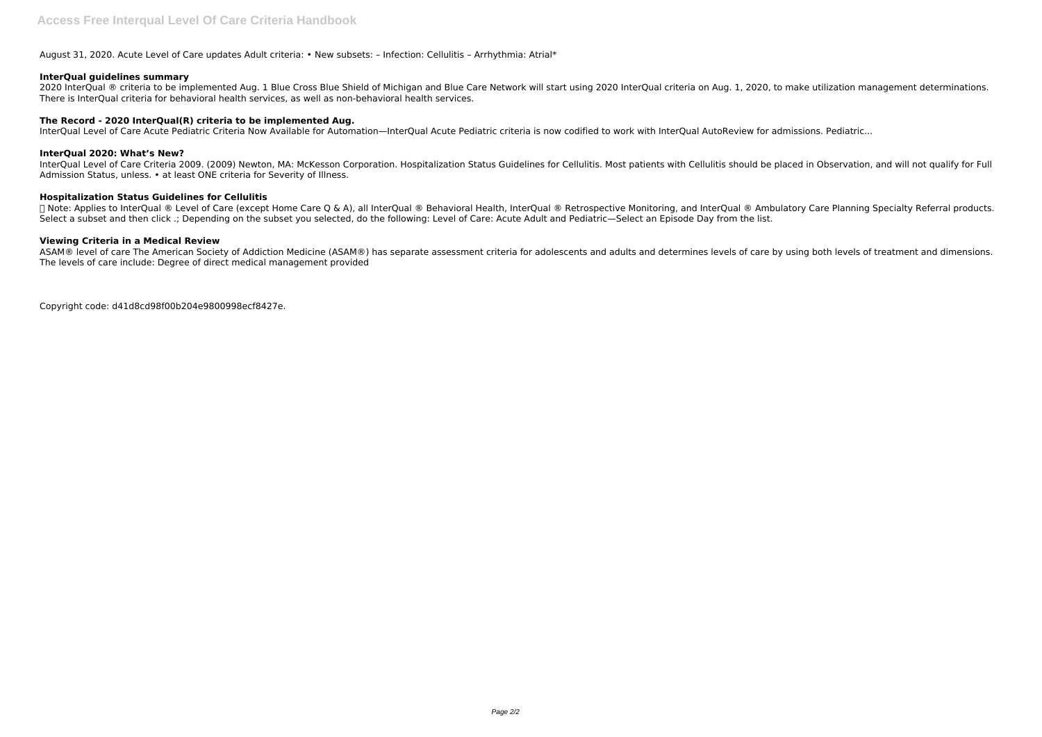August 31, 2020. Acute Level of Care updates Adult criteria: • New subsets: – Infection: Cellulitis – Arrhythmia: Atrial*

### InterQual guidelines summary

2020 InterQual ® criteria to be implemented Aug. 1 Blue Cross Blue Shield of Michigan and Blue Care Network will start using 2020 InterQual criteria on Aug. 1, 2020, to make utilization management determinations. There is InterQual criteria for behavioral health services, as well as non-behavioral health services.

### The Record - 2020 InterQual(R) criteria to be implemented Aug.

InterQual Level of Care Acute Pediatric Criteria Now Available for Automation—InterQual Acute Pediatric criteria is now codified to work with InterQual AutoReview for admissions. Pediatric...

### InterQual 2020: What's New?

InterQual Level of Care Criteria 2009. (2009) Newton, MA: McKesson Corporation. Hospitalization Status Guidelines for Cellulitis. Most patients with Cellulitis should be placed in Observation, and will not qualify for Full Admission Status, unless. • at least ONE criteria for Severity of Illness.

### Hospitalization Status Guidelines for Cellulitis

 Note: Applies to InterQual ® Level of Care (except Home Care Q & A), all InterQual ® Behavioral Health, InterQual ® Retrospective Monitoring, and InterQual ® Ambulatory Care Planning Specialty Referral products. Select a subset and then click .; Depending on the subset you selected, do the following: Level of Care: Acute Adult and Pediatric—Select an Episode Day from the list.

### Viewing Criteria in a Medical Review

ASAM® level of care The American Society of Addiction Medicine (ASAM®) has separate assessment criteria for adolescents and adults and determines levels of care by using both levels of treatment and dimensions. The levels of care include: Degree of direct medical management provided

Copyright code: d41d8cd98f00b204e9800998ecf8427e.